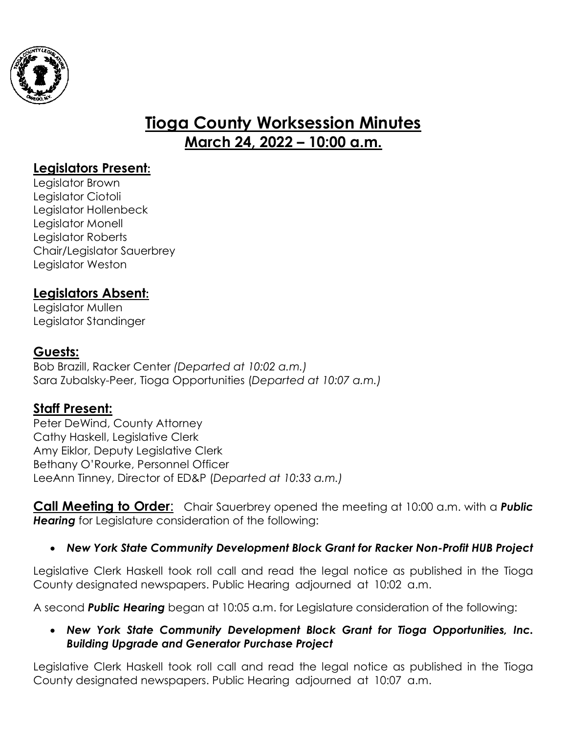# Tioga County Worksession Minutes

## March 24, 2022 – 10:00 a.m.

### Legislators Present:

Legislator Brown
Legislator Ciotoli
Legislator Hollenbeck
Legislator Monell
Legislator Roberts
Chair/Legislator Sauerbrey
Legislator Weston

### Legislators Absent:

Legislator Mullen
Legislator Standinger

### Guests:

Bob Brazill, Racker Center *(Departed at 10:02 a.m.)*
Sara Zubalsky-Peer, Tioga Opportunities (*Departed at 10:07 a.m.)*

### Staff Present:

Peter DeWind, County Attorney
Cathy Haskell, Legislative Clerk
Amy Eiklor, Deputy Legislative Clerk
Bethany O'Rourke, Personnel Officer
LeeAnn Tinney, Director of ED&P (*Departed at 10:33 a.m.)*

**Call Meeting to Order**: Chair Sauerbrey opened the meeting at 10:00 a.m. with a ***Public Hearing*** for Legislature consideration of the following:

- ***New York State Community Development Block Grant for Racker Non-Profit HUB Project***

Legislative Clerk Haskell took roll call and read the legal notice as published in the Tioga County designated newspapers. Public Hearing adjourned at 10:02 a.m.

A second ***Public Hearing*** began at 10:05 a.m. for Legislature consideration of the following:

- ***New York State Community Development Block Grant for Tioga Opportunities, Inc. Building Upgrade and Generator Purchase Project***

Legislative Clerk Haskell took roll call and read the legal notice as published in the Tioga County designated newspapers. Public Hearing adjourned at 10:07 a.m.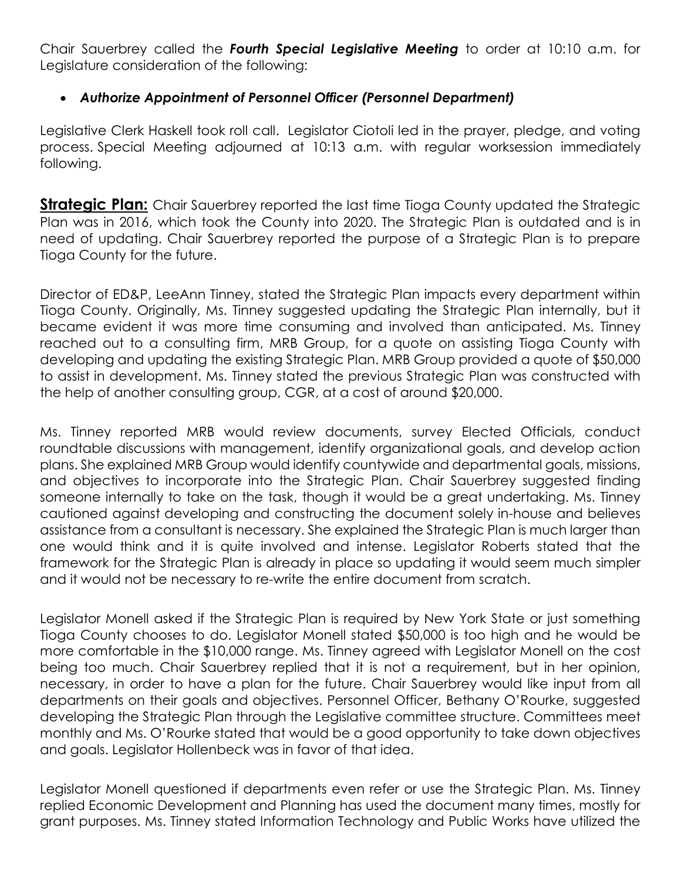Chair Sauerbrey called the ***Fourth Special Legislative Meeting*** to order at 10:10 a.m. for Legislature consideration of the following:

- ***Authorize Appointment of Personnel Officer (Personnel Department)***

Legislative Clerk Haskell took roll call. Legislator Ciotoli led in the prayer, pledge, and voting process. Special Meeting adjourned at 10:13 a.m. with regular worksession immediately following.

**Strategic Plan:** Chair Sauerbrey reported the last time Tioga County updated the Strategic Plan was in 2016, which took the County into 2020. The Strategic Plan is outdated and is in need of updating. Chair Sauerbrey reported the purpose of a Strategic Plan is to prepare Tioga County for the future.

Director of ED&P, LeeAnn Tinney, stated the Strategic Plan impacts every department within Tioga County. Originally, Ms. Tinney suggested updating the Strategic Plan internally, but it became evident it was more time consuming and involved than anticipated. Ms. Tinney reached out to a consulting firm, MRB Group, for a quote on assisting Tioga County with developing and updating the existing Strategic Plan. MRB Group provided a quote of $50,000 to assist in development. Ms. Tinney stated the previous Strategic Plan was constructed with the help of another consulting group, CGR, at a cost of around $20,000.

Ms. Tinney reported MRB would review documents, survey Elected Officials, conduct roundtable discussions with management, identify organizational goals, and develop action plans. She explained MRB Group would identify countywide and departmental goals, missions, and objectives to incorporate into the Strategic Plan. Chair Sauerbrey suggested finding someone internally to take on the task, though it would be a great undertaking. Ms. Tinney cautioned against developing and constructing the document solely in-house and believes assistance from a consultant is necessary. She explained the Strategic Plan is much larger than one would think and it is quite involved and intense. Legislator Roberts stated that the framework for the Strategic Plan is already in place so updating it would seem much simpler and it would not be necessary to re-write the entire document from scratch.

Legislator Monell asked if the Strategic Plan is required by New York State or just something Tioga County chooses to do. Legislator Monell stated $50,000 is too high and he would be more comfortable in the $10,000 range. Ms. Tinney agreed with Legislator Monell on the cost being too much. Chair Sauerbrey replied that it is not a requirement, but in her opinion, necessary, in order to have a plan for the future. Chair Sauerbrey would like input from all departments on their goals and objectives. Personnel Officer, Bethany O'Rourke, suggested developing the Strategic Plan through the Legislative committee structure. Committees meet monthly and Ms. O'Rourke stated that would be a good opportunity to take down objectives and goals. Legislator Hollenbeck was in favor of that idea.

Legislator Monell questioned if departments even refer or use the Strategic Plan. Ms. Tinney replied Economic Development and Planning has used the document many times, mostly for grant purposes. Ms. Tinney stated Information Technology and Public Works have utilized the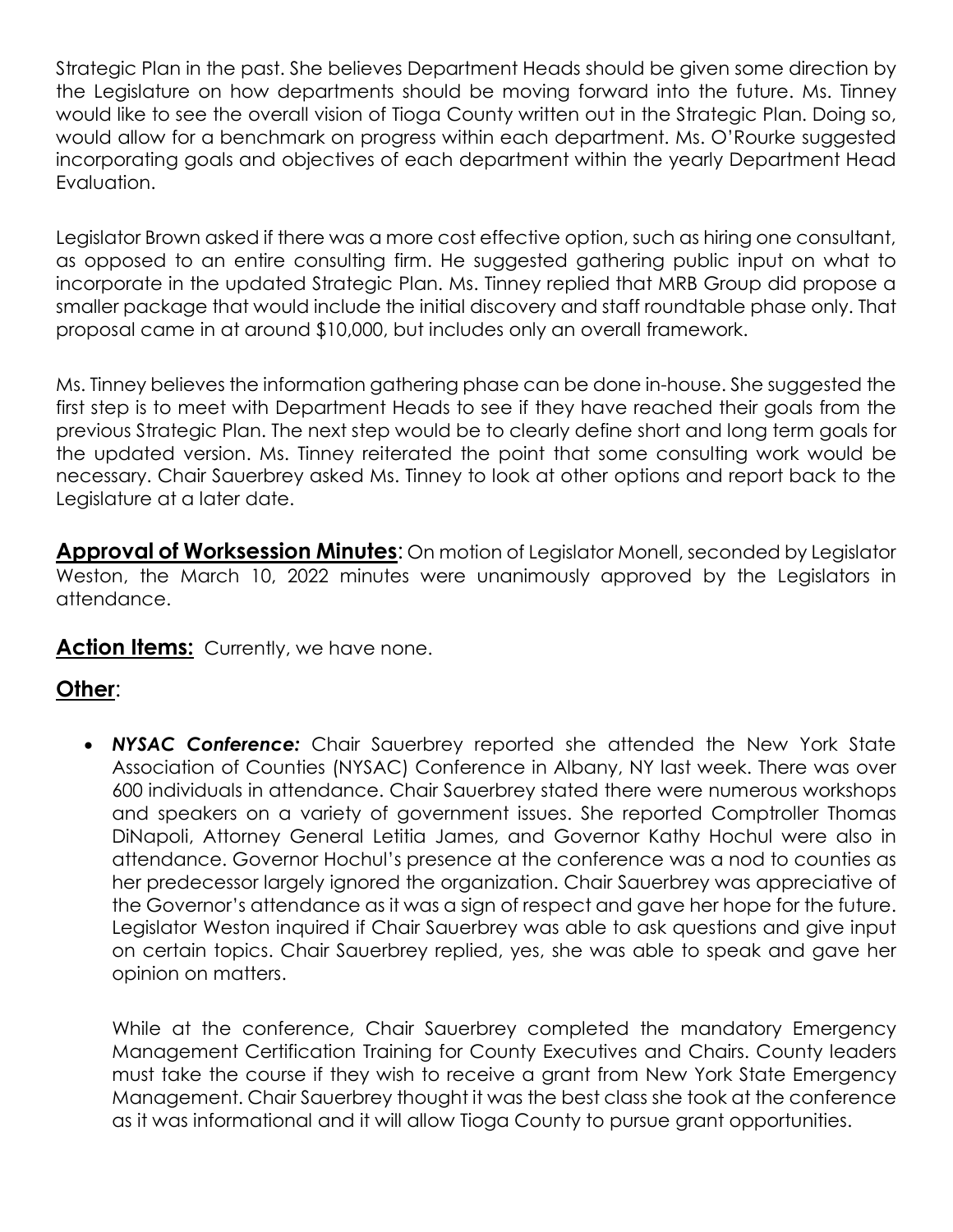Strategic Plan in the past. She believes Department Heads should be given some direction by the Legislature on how departments should be moving forward into the future. Ms. Tinney would like to see the overall vision of Tioga County written out in the Strategic Plan. Doing so, would allow for a benchmark on progress within each department. Ms. O'Rourke suggested incorporating goals and objectives of each department within the yearly Department Head Evaluation.

Legislator Brown asked if there was a more cost effective option, such as hiring one consultant, as opposed to an entire consulting firm. He suggested gathering public input on what to incorporate in the updated Strategic Plan. Ms. Tinney replied that MRB Group did propose a smaller package that would include the initial discovery and staff roundtable phase only. That proposal came in at around $10,000, but includes only an overall framework.

Ms. Tinney believes the information gathering phase can be done in-house. She suggested the first step is to meet with Department Heads to see if they have reached their goals from the previous Strategic Plan. The next step would be to clearly define short and long term goals for the updated version. Ms. Tinney reiterated the point that some consulting work would be necessary. Chair Sauerbrey asked Ms. Tinney to look at other options and report back to the Legislature at a later date.

**Approval of Worksession Minutes**: On motion of Legislator Monell, seconded by Legislator Weston, the March 10, 2022 minutes were unanimously approved by the Legislators in attendance.

**Action Items:** Currently, we have none.

## Other:

- ***NYSAC Conference:*** Chair Sauerbrey reported she attended the New York State Association of Counties (NYSAC) Conference in Albany, NY last week. There was over 600 individuals in attendance. Chair Sauerbrey stated there were numerous workshops and speakers on a variety of government issues. She reported Comptroller Thomas DiNapoli, Attorney General Letitia James, and Governor Kathy Hochul were also in attendance. Governor Hochul's presence at the conference was a nod to counties as her predecessor largely ignored the organization. Chair Sauerbrey was appreciative of the Governor's attendance as it was a sign of respect and gave her hope for the future. Legislator Weston inquired if Chair Sauerbrey was able to ask questions and give input on certain topics. Chair Sauerbrey replied, yes, she was able to speak and gave her opinion on matters.

  While at the conference, Chair Sauerbrey completed the mandatory Emergency Management Certification Training for County Executives and Chairs. County leaders must take the course if they wish to receive a grant from New York State Emergency Management. Chair Sauerbrey thought it was the best class she took at the conference as it was informational and it will allow Tioga County to pursue grant opportunities.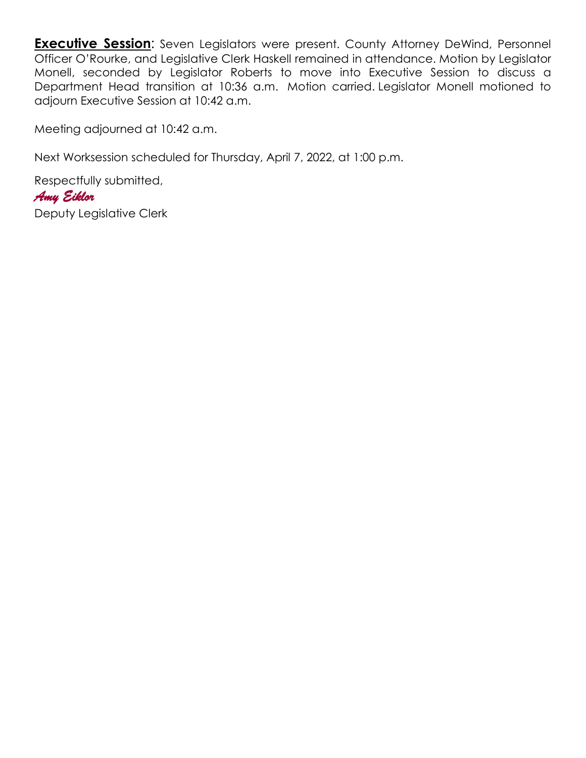**<u>Executive Session</u>**: Seven Legislators were present. County Attorney DeWind, Personnel Officer O'Rourke, and Legislative Clerk Haskell remained in attendance. Motion by Legislator Monell, seconded by Legislator Roberts to move into Executive Session to discuss a Department Head transition at 10:36 a.m. Motion carried. Legislator Monell motioned to adjourn Executive Session at 10:42 a.m.

Meeting adjourned at 10:42 a.m.

Next Worksession scheduled for Thursday, April 7, 2022, at 1:00 p.m.

Respectfully submitted,

*Amy Eiklor*

Deputy Legislative Clerk